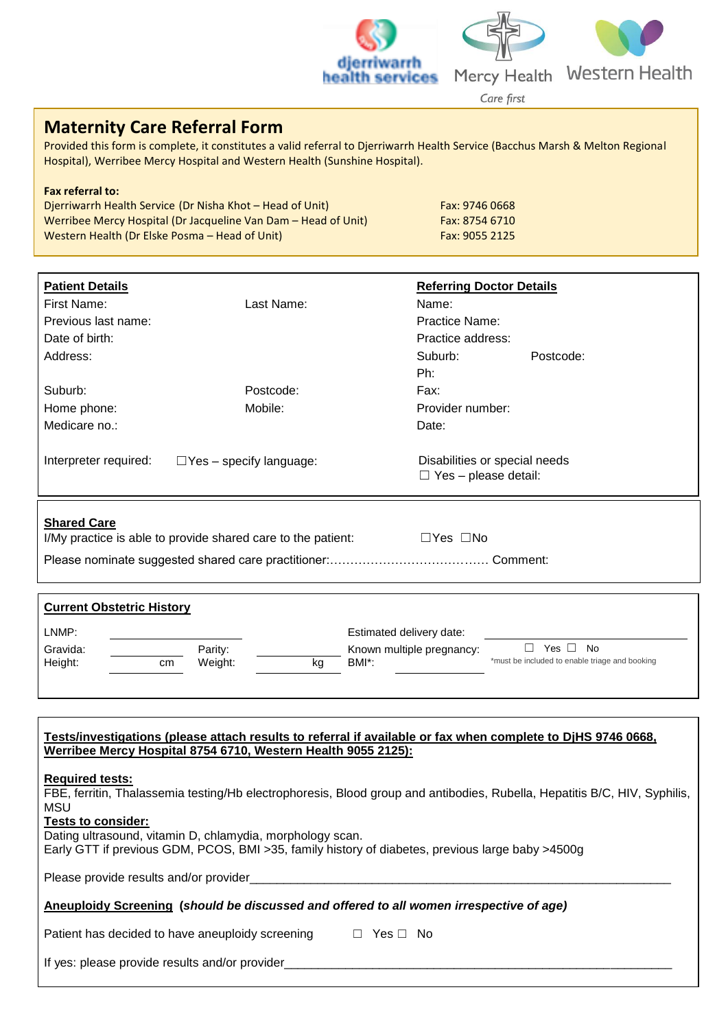djerriwarrh health services | Mercy Health *Care first* | Western Health

# Maternity Care Referral Form

Provided this form is complete, it constitutes a valid referral to Djerriwarrh Health Service (Bacchus Marsh & Melton Regional Hospital), Werribee Mercy Hospital and Western Health (Sunshine Hospital).

**Fax referral to:**

| | |
|---|---|
| Djerriwarrh Health Service (Dr Nisha Khot – Head of Unit) | Fax: 9746 0668 |
| Werribee Mercy Hospital (Dr Jacqueline Van Dam – Head of Unit) | Fax: 8754 6710 |
| Western Health (Dr Elske Posma – Head of Unit) | Fax: 9055 2125 |

## Patient Details

First Name: Last Name:

Previous last name:

Date of birth:

Address:

Suburb: Postcode:

Home phone: Mobile:

Medicare no.:

Interpreter required: ☐Yes – specify language:

## Referring Doctor Details

Name:

Practice Name:

Practice address:

Suburb: Postcode:

Ph:

Fax:

Provider number:

Date:

Disabilities or special needs
☐ Yes – please detail:

## Shared Care

I/My practice is able to provide shared care to the patient: ☐Yes ☐No

Please nominate suggested shared care practitioner:………………………………… Comment:

## Current Obstetric History

LNMP: ____________ Estimated delivery date: ____________

Gravida: ________ Parity: ________ Known multiple pregnancy: ☐ Yes ☐ No

Height: ________ cm Weight: ________ kg BMI*: ________ *must be included to enable triage and booking

## Tests/investigations (please attach results to referral if available or fax when complete to DjHS 9746 0668, Werribee Mercy Hospital 8754 6710, Western Health 9055 2125):

**Required tests:**
FBE, ferritin, Thalassemia testing/Hb electrophoresis, Blood group and antibodies, Rubella, Hepatitis B/C, HIV, Syphilis, MSU

**Tests to consider:**
Dating ultrasound, vitamin D, chlamydia, morphology scan.
Early GTT if previous GDM, PCOS, BMI >35, family history of diabetes, previous large baby >4500g

Please provide results and/or provider______________________________________________________________

**Aneuploidy Screening** (***should be discussed and offered to all women irrespective of age***)

Patient has decided to have aneuploidy screening ☐ Yes ☐ No

If yes: please provide results and/or provider______________________________________________________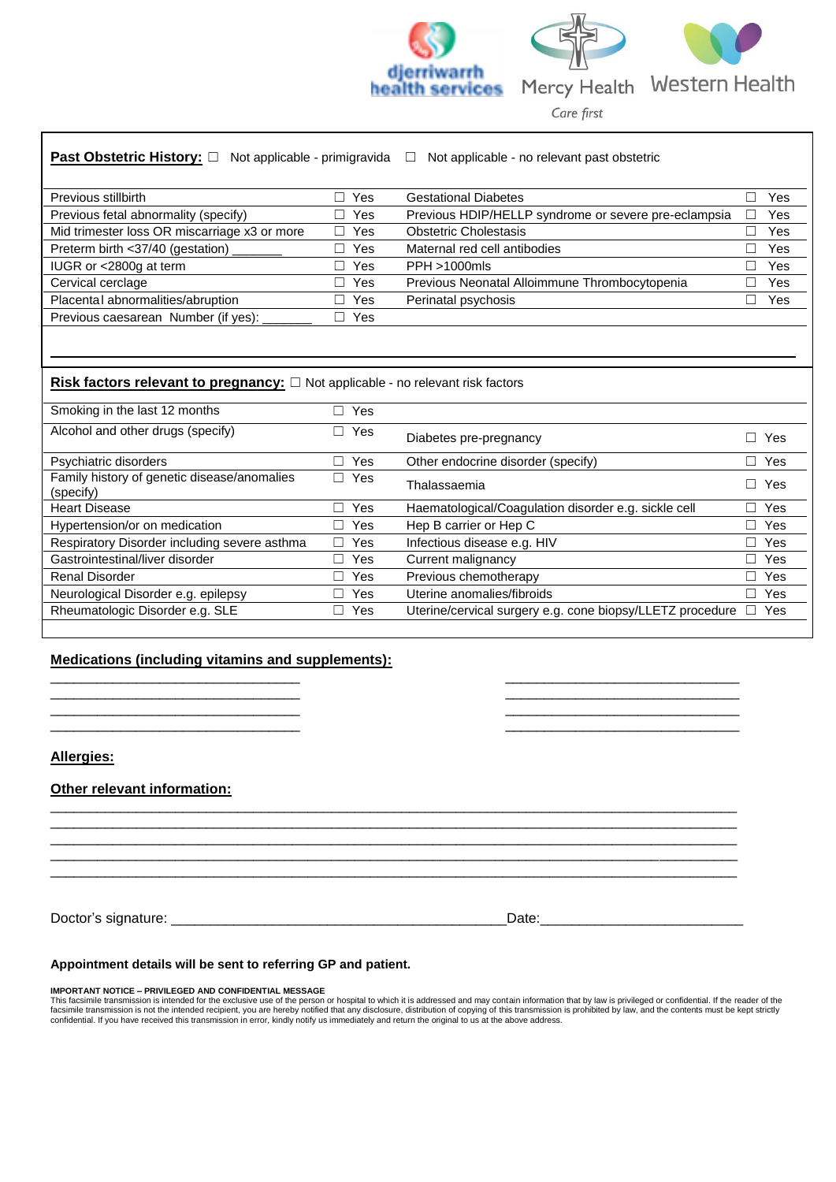**Past Obstetric History:** ☐ Not applicable - primigravida ☐ Not applicable - no relevant past obstetric

| | | | |
|---|---|---|---|
| Previous stillbirth | ☐ Yes | Gestational Diabetes | ☐ Yes |
| Previous fetal abnormality (specify) | ☐ Yes | Previous HDIP/HELLP syndrome or severe pre-eclampsia | ☐ Yes |
| Mid trimester loss OR miscarriage x3 or more | ☐ Yes | Obstetric Cholestasis | ☐ Yes |
| Preterm birth <37/40 (gestation) _______ | ☐ Yes | Maternal red cell antibodies | ☐ Yes |
| IUGR or <2800g at term | ☐ Yes | PPH >1000mls | ☐ Yes |
| Cervical cerclage | ☐ Yes | Previous Neonatal Alloimmune Thrombocytopenia | ☐ Yes |
| Placental abnormalities/abruption | ☐ Yes | Perinatal psychosis | ☐ Yes |
| Previous caesarean Number (if yes): _______ | ☐ Yes | | |

**Risk factors relevant to pregnancy:** ☐ Not applicable - no relevant risk factors

| | | | |
|---|---|---|---|
| Smoking in the last 12 months | ☐ Yes | | |
| Alcohol and other drugs (specify) | ☐ Yes | Diabetes pre-pregnancy | ☐ Yes |
| Psychiatric disorders | ☐ Yes | Other endocrine disorder (specify) | ☐ Yes |
| Family history of genetic disease/anomalies (specify) | ☐ Yes | Thalassaemia | ☐ Yes |
| Heart Disease | ☐ Yes | Haematological/Coagulation disorder e.g. sickle cell | ☐ Yes |
| Hypertension/or on medication | ☐ Yes | Hep B carrier or Hep C | ☐ Yes |
| Respiratory Disorder including severe asthma | ☐ Yes | Infectious disease e.g. HIV | ☐ Yes |
| Gastrointestinal/liver disorder | ☐ Yes | Current malignancy | ☐ Yes |
| Renal Disorder | ☐ Yes | Previous chemotherapy | ☐ Yes |
| Neurological Disorder e.g. epilepsy | ☐ Yes | Uterine anomalies/fibroids | ☐ Yes |
| Rheumatologic Disorder e.g. SLE | ☐ Yes | Uterine/cervical surgery e.g. cone biopsy/LLETZ procedure | ☐ Yes |

**Medications (including vitamins and supplements):**

_________________________________ _________________________________
_________________________________ _________________________________
_________________________________ _________________________________
_________________________________ _________________________________

**Allergies:**

**Other relevant information:**

_____________________________________________________________________________________________
_____________________________________________________________________________________________
_____________________________________________________________________________________________
_____________________________________________________________________________________________
_____________________________________________________________________________________________

Doctor's signature: ____________________________________________Date:_________________________

**Appointment details will be sent to referring GP and patient.**

**IMPORTANT NOTICE – PRIVILEGED AND CONFIDENTIAL MESSAGE**
This facsimile transmission is intended for the exclusive use of the person or hospital to which it is addressed and may contain information that by law is privileged or confidential. If the reader of the facsimile transmission is not the intended recipient, you are hereby notified that any disclosure, distribution of copying of this transmission is prohibited by law, and the contents must be kept strictly confidential. If you have received this transmission in error, kindly notify us immediately and return the original to us at the above address.